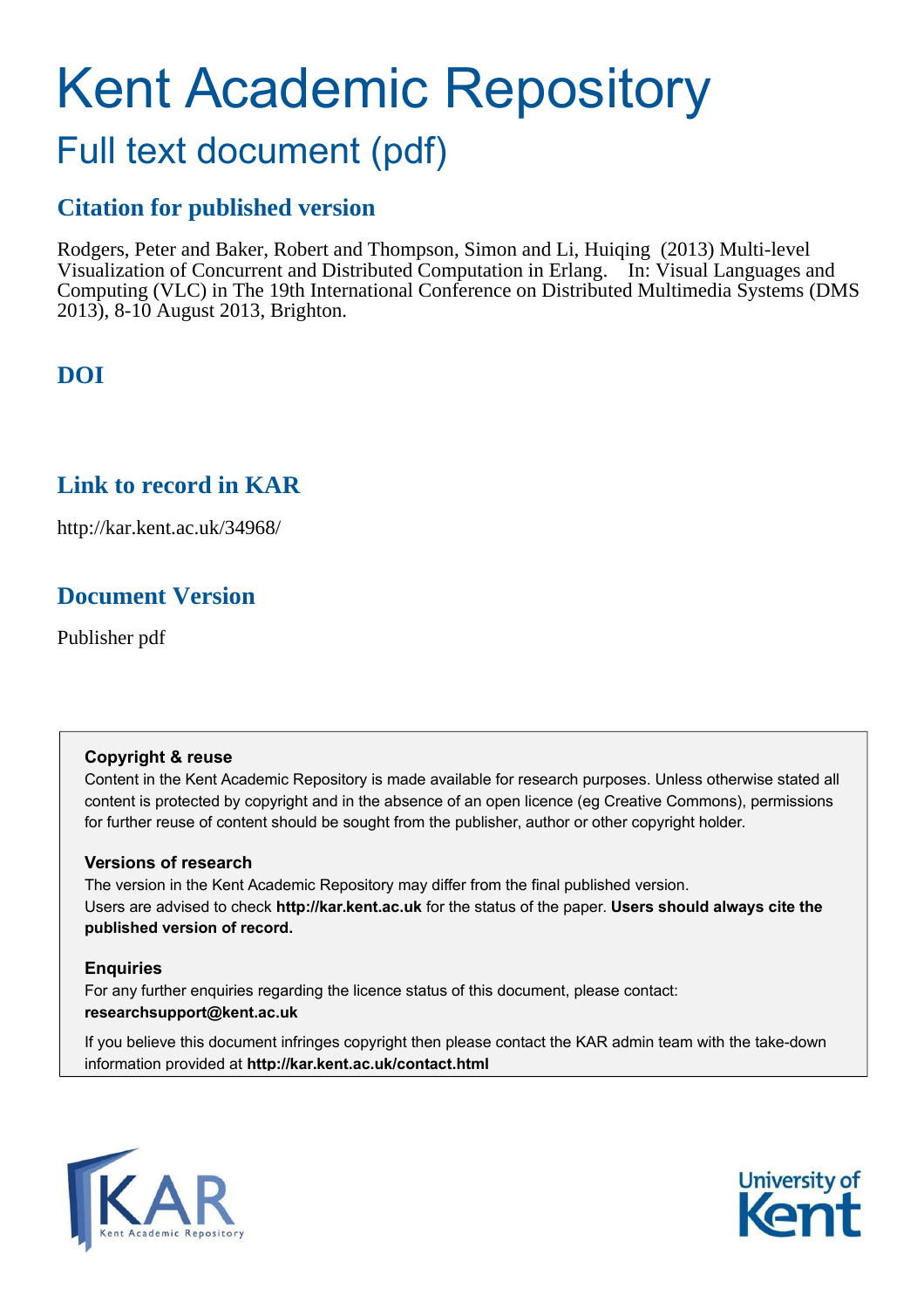# Kent Academic Repository

## Full text document (pdf)

### Citation for published version

Rodgers, Peter and Baker, Robert and Thompson, Simon and Li, Huiqing (2013) Multi-level Visualization of Concurrent and Distributed Computation in Erlang. In: Visual Languages and Computing (VLC) in The 19th International Conference on Distributed Multimedia Systems (DMS 2013), 8-10 August 2013, Brighton.

### DOI

### Link to record in KAR

http://kar.kent.ac.uk/34968/

### Document Version

Publisher pdf

**Copyright & reuse**

Content in the Kent Academic Repository is made available for research purposes. Unless otherwise stated all content is protected by copyright and in the absence of an open licence (eg Creative Commons), permissions for further reuse of content should be sought from the publisher, author or other copyright holder.

**Versions of research**

The version in the Kent Academic Repository may differ from the final published version. Users are advised to check **http://kar.kent.ac.uk** for the status of the paper. **Users should always cite the published version of record.**

**Enquiries**

For any further enquiries regarding the licence status of this document, please contact: **researchsupport@kent.ac.uk**

If you believe this document infringes copyright then please contact the KAR admin team with the take-down information provided at **http://kar.kent.ac.uk/contact.html**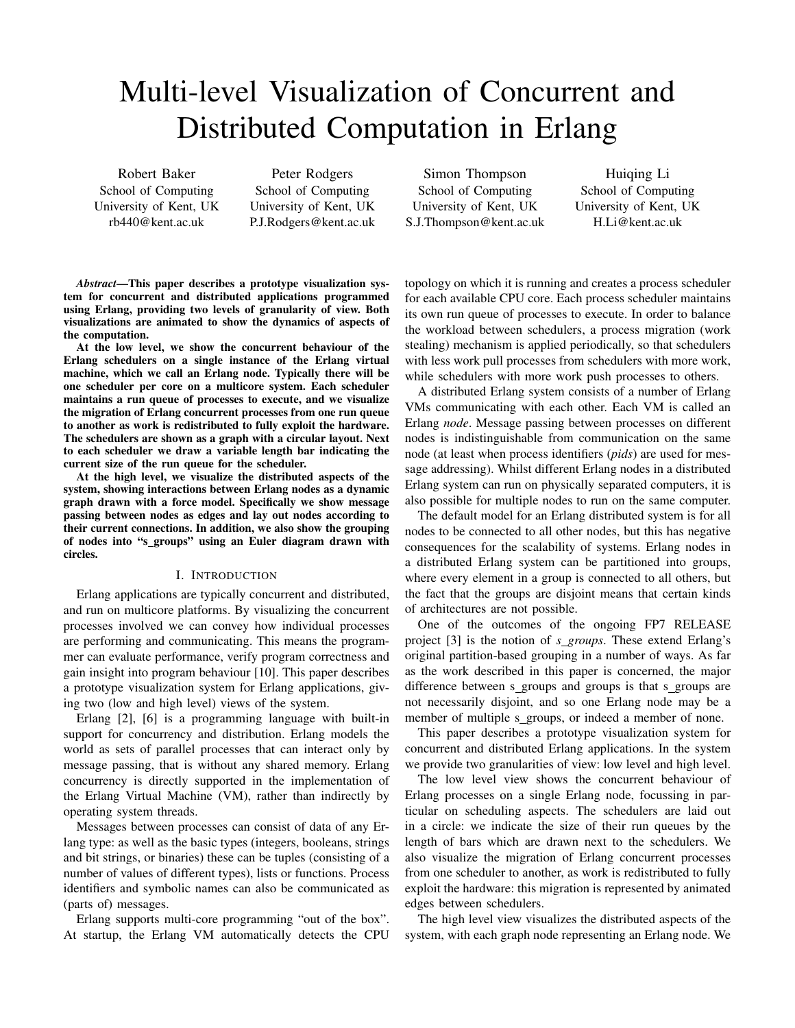# Multi-level Visualization of Concurrent and Distributed Computation in Erlang

Robert Baker
School of Computing
University of Kent, UK
rb440@kent.ac.uk

Peter Rodgers
School of Computing
University of Kent, UK
P.J.Rodgers@kent.ac.uk

Simon Thompson
School of Computing
University of Kent, UK
S.J.Thompson@kent.ac.uk

Huiqing Li
School of Computing
University of Kent, UK
H.Li@kent.ac.uk

***Abstract*—This paper describes a prototype visualization system for concurrent and distributed applications programmed using Erlang, providing two levels of granularity of view. Both visualizations are animated to show the dynamics of aspects of the computation.**

**At the low level, we show the concurrent behaviour of the Erlang schedulers on a single instance of the Erlang virtual machine, which we call an Erlang node. Typically there will be one scheduler per core on a multicore system. Each scheduler maintains a run queue of processes to execute, and we visualize the migration of Erlang concurrent processes from one run queue to another as work is redistributed to fully exploit the hardware. The schedulers are shown as a graph with a circular layout. Next to each scheduler we draw a variable length bar indicating the current size of the run queue for the scheduler.**

**At the high level, we visualize the distributed aspects of the system, showing interactions between Erlang nodes as a dynamic graph drawn with a force model. Specifically we show message passing between nodes as edges and lay out nodes according to their current connections. In addition, we also show the grouping of nodes into "s_groups" using an Euler diagram drawn with circles.**

## I. Introduction

Erlang applications are typically concurrent and distributed, and run on multicore platforms. By visualizing the concurrent processes involved we can convey how individual processes are performing and communicating. This means the programmer can evaluate performance, verify program correctness and gain insight into program behaviour [10]. This paper describes a prototype visualization system for Erlang applications, giving two (low and high level) views of the system.

Erlang [2], [6] is a programming language with built-in support for concurrency and distribution. Erlang models the world as sets of parallel processes that can interact only by message passing, that is without any shared memory. Erlang concurrency is directly supported in the implementation of the Erlang Virtual Machine (VM), rather than indirectly by operating system threads.

Messages between processes can consist of data of any Erlang type: as well as the basic types (integers, booleans, strings and bit strings, or binaries) these can be tuples (consisting of a number of values of different types), lists or functions. Process identifiers and symbolic names can also be communicated as (parts of) messages.

Erlang supports multi-core programming "out of the box". At startup, the Erlang VM automatically detects the CPU topology on which it is running and creates a process scheduler for each available CPU core. Each process scheduler maintains its own run queue of processes to execute. In order to balance the workload between schedulers, a process migration (work stealing) mechanism is applied periodically, so that schedulers with less work pull processes from schedulers with more work, while schedulers with more work push processes to others.

A distributed Erlang system consists of a number of Erlang VMs communicating with each other. Each VM is called an Erlang *node*. Message passing between processes on different nodes is indistinguishable from communication on the same node (at least when process identifiers (*pids*) are used for message addressing). Whilst different Erlang nodes in a distributed Erlang system can run on physically separated computers, it is also possible for multiple nodes to run on the same computer.

The default model for an Erlang distributed system is for all nodes to be connected to all other nodes, but this has negative consequences for the scalability of systems. Erlang nodes in a distributed Erlang system can be partitioned into groups, where every element in a group is connected to all others, but the fact that the groups are disjoint means that certain kinds of architectures are not possible.

One of the outcomes of the ongoing FP7 RELEASE project [3] is the notion of *s_groups*. These extend Erlang's original partition-based grouping in a number of ways. As far as the work described in this paper is concerned, the major difference between s_groups and groups is that s_groups are not necessarily disjoint, and so one Erlang node may be a member of multiple s_groups, or indeed a member of none.

This paper describes a prototype visualization system for concurrent and distributed Erlang applications. In the system we provide two granularities of view: low level and high level.

The low level view shows the concurrent behaviour of Erlang processes on a single Erlang node, focussing in particular on scheduling aspects. The schedulers are laid out in a circle: we indicate the size of their run queues by the length of bars which are drawn next to the schedulers. We also visualize the migration of Erlang concurrent processes from one scheduler to another, as work is redistributed to fully exploit the hardware: this migration is represented by animated edges between schedulers.

The high level view visualizes the distributed aspects of the system, with each graph node representing an Erlang node. We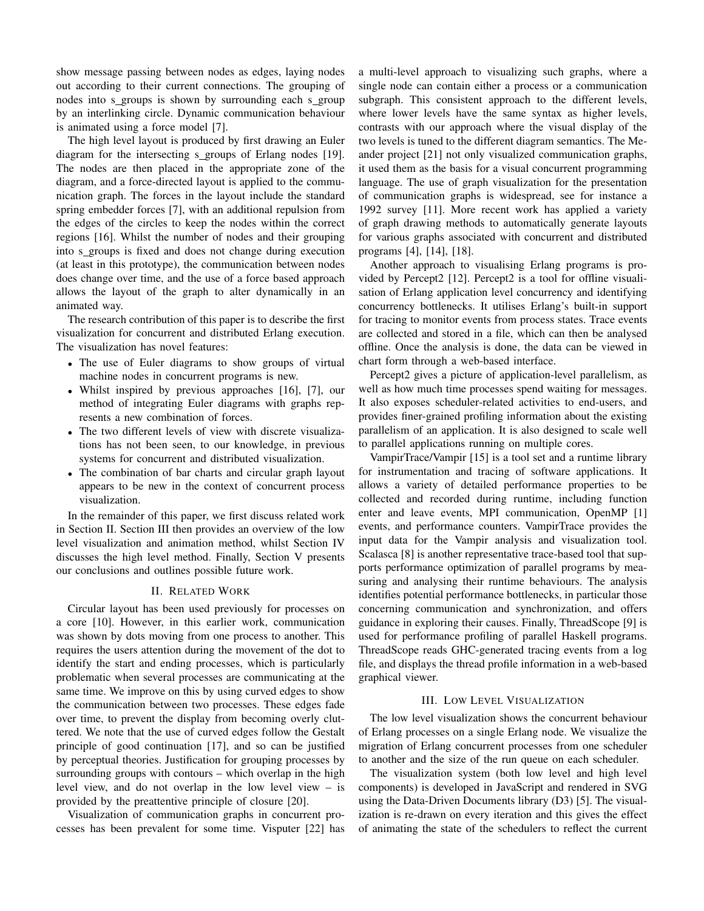show message passing between nodes as edges, laying nodes out according to their current connections. The grouping of nodes into s_groups is shown by surrounding each s_group by an interlinking circle. Dynamic communication behaviour is animated using a force model [7].

The high level layout is produced by first drawing an Euler diagram for the intersecting s_groups of Erlang nodes [19]. The nodes are then placed in the appropriate zone of the diagram, and a force-directed layout is applied to the communication graph. The forces in the layout include the standard spring embedder forces [7], with an additional repulsion from the edges of the circles to keep the nodes within the correct regions [16]. Whilst the number of nodes and their grouping into s_groups is fixed and does not change during execution (at least in this prototype), the communication between nodes does change over time, and the use of a force based approach allows the layout of the graph to alter dynamically in an animated way.

The research contribution of this paper is to describe the first visualization for concurrent and distributed Erlang execution. The visualization has novel features:

- The use of Euler diagrams to show groups of virtual machine nodes in concurrent programs is new.
- Whilst inspired by previous approaches [16], [7], our method of integrating Euler diagrams with graphs represents a new combination of forces.
- The two different levels of view with discrete visualizations has not been seen, to our knowledge, in previous systems for concurrent and distributed visualization.
- The combination of bar charts and circular graph layout appears to be new in the context of concurrent process visualization.

In the remainder of this paper, we first discuss related work in Section II. Section III then provides an overview of the low level visualization and animation method, whilst Section IV discusses the high level method. Finally, Section V presents our conclusions and outlines possible future work.

## II. Related Work

Circular layout has been used previously for processes on a core [10]. However, in this earlier work, communication was shown by dots moving from one process to another. This requires the users attention during the movement of the dot to identify the start and ending processes, which is particularly problematic when several processes are communicating at the same time. We improve on this by using curved edges to show the communication between two processes. These edges fade over time, to prevent the display from becoming overly cluttered. We note that the use of curved edges follow the Gestalt principle of good continuation [17], and so can be justified by perceptual theories. Justification for grouping processes by surrounding groups with contours – which overlap in the high level view, and do not overlap in the low level view – is provided by the preattentive principle of closure [20].

Visualization of communication graphs in concurrent processes has been prevalent for some time. Visputer [22] has a multi-level approach to visualizing such graphs, where a single node can contain either a process or a communication subgraph. This consistent approach to the different levels, where lower levels have the same syntax as higher levels, contrasts with our approach where the visual display of the two levels is tuned to the different diagram semantics. The Meander project [21] not only visualized communication graphs, it used them as the basis for a visual concurrent programming language. The use of graph visualization for the presentation of communication graphs is widespread, see for instance a 1992 survey [11]. More recent work has applied a variety of graph drawing methods to automatically generate layouts for various graphs associated with concurrent and distributed programs [4], [14], [18].

Another approach to visualising Erlang programs is provided by Percept2 [12]. Percept2 is a tool for offline visualisation of Erlang application level concurrency and identifying concurrency bottlenecks. It utilises Erlang's built-in support for tracing to monitor events from process states. Trace events are collected and stored in a file, which can then be analysed offline. Once the analysis is done, the data can be viewed in chart form through a web-based interface.

Percept2 gives a picture of application-level parallelism, as well as how much time processes spend waiting for messages. It also exposes scheduler-related activities to end-users, and provides finer-grained profiling information about the existing parallelism of an application. It is also designed to scale well to parallel applications running on multiple cores.

VampirTrace/Vampir [15] is a tool set and a runtime library for instrumentation and tracing of software applications. It allows a variety of detailed performance properties to be collected and recorded during runtime, including function enter and leave events, MPI communication, OpenMP [1] events, and performance counters. VampirTrace provides the input data for the Vampir analysis and visualization tool. Scalasca [8] is another representative trace-based tool that supports performance optimization of parallel programs by measuring and analysing their runtime behaviours. The analysis identifies potential performance bottlenecks, in particular those concerning communication and synchronization, and offers guidance in exploring their causes. Finally, ThreadScope [9] is used for performance profiling of parallel Haskell programs. ThreadScope reads GHC-generated tracing events from a log file, and displays the thread profile information in a web-based graphical viewer.

## III. Low Level Visualization

The low level visualization shows the concurrent behaviour of Erlang processes on a single Erlang node. We visualize the migration of Erlang concurrent processes from one scheduler to another and the size of the run queue on each scheduler.

The visualization system (both low level and high level components) is developed in JavaScript and rendered in SVG using the Data-Driven Documents library (D3) [5]. The visualization is re-drawn on every iteration and this gives the effect of animating the state of the schedulers to reflect the current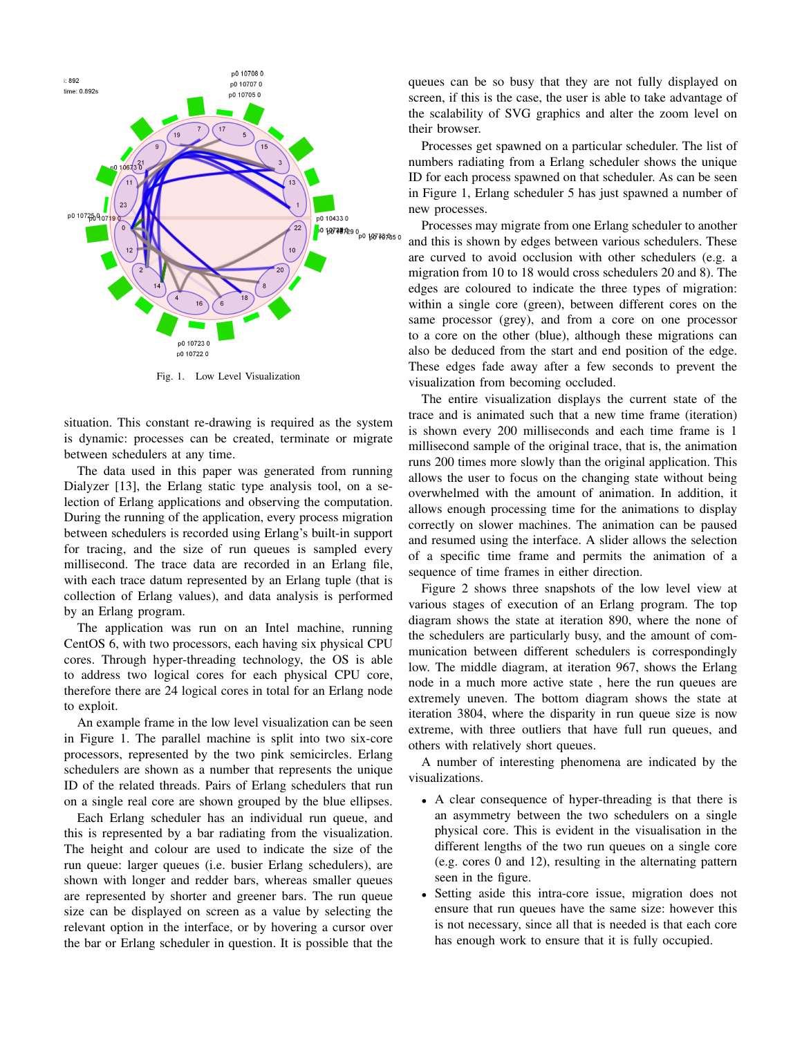Fig. 1. Low Level Visualization

situation. This constant re-drawing is required as the system is dynamic: processes can be created, terminate or migrate between schedulers at any time.

The data used in this paper was generated from running Dialyzer [13], the Erlang static type analysis tool, on a selection of Erlang applications and observing the computation. During the running of the application, every process migration between schedulers is recorded using Erlang's built-in support for tracing, and the size of run queues is sampled every millisecond. The trace data are recorded in an Erlang file, with each trace datum represented by an Erlang tuple (that is collection of Erlang values), and data analysis is performed by an Erlang program.

The application was run on an Intel machine, running CentOS 6, with two processors, each having six physical CPU cores. Through hyper-threading technology, the OS is able to address two logical cores for each physical CPU core, therefore there are 24 logical cores in total for an Erlang node to exploit.

An example frame in the low level visualization can be seen in Figure 1. The parallel machine is split into two six-core processors, represented by the two pink semicircles. Erlang schedulers are shown as a number that represents the unique ID of the related threads. Pairs of Erlang schedulers that run on a single real core are shown grouped by the blue ellipses.

Each Erlang scheduler has an individual run queue, and this is represented by a bar radiating from the visualization. The height and colour are used to indicate the size of the run queue: larger queues (i.e. busier Erlang schedulers), are shown with longer and redder bars, whereas smaller queues are represented by shorter and greener bars. The run queue size can be displayed on screen as a value by selecting the relevant option in the interface, or by hovering a cursor over the bar or Erlang scheduler in question. It is possible that the queues can be so busy that they are not fully displayed on screen, if this is the case, the user is able to take advantage of the scalability of SVG graphics and alter the zoom level on their browser.

Processes get spawned on a particular scheduler. The list of numbers radiating from a Erlang scheduler shows the unique ID for each process spawned on that scheduler. As can be seen in Figure 1, Erlang scheduler 5 has just spawned a number of new processes.

Processes may migrate from one Erlang scheduler to another and this is shown by edges between various schedulers. These are curved to avoid occlusion with other schedulers (e.g. a migration from 10 to 18 would cross schedulers 20 and 8). The edges are coloured to indicate the three types of migration: within a single core (green), between different cores on the same processor (grey), and from a core on one processor to a core on the other (blue), although these migrations can also be deduced from the start and end position of the edge. These edges fade away after a few seconds to prevent the visualization from becoming occluded.

The entire visualization displays the current state of the trace and is animated such that a new time frame (iteration) is shown every 200 milliseconds and each time frame is 1 millisecond sample of the original trace, that is, the animation runs 200 times more slowly than the original application. This allows the user to focus on the changing state without being overwhelmed with the amount of animation. In addition, it allows enough processing time for the animations to display correctly on slower machines. The animation can be paused and resumed using the interface. A slider allows the selection of a specific time frame and permits the animation of a sequence of time frames in either direction.

Figure 2 shows three snapshots of the low level view at various stages of execution of an Erlang program. The top diagram shows the state at iteration 890, where the none of the schedulers are particularly busy, and the amount of communication between different schedulers is correspondingly low. The middle diagram, at iteration 967, shows the Erlang node in a much more active state , here the run queues are extremely uneven. The bottom diagram shows the state at iteration 3804, where the disparity in run queue size is now extreme, with three outliers that have full run queues, and others with relatively short queues.

A number of interesting phenomena are indicated by the visualizations.

- A clear consequence of hyper-threading is that there is an asymmetry between the two schedulers on a single physical core. This is evident in the visualisation in the different lengths of the two run queues on a single core (e.g. cores 0 and 12), resulting in the alternating pattern seen in the figure.
- Setting aside this intra-core issue, migration does not ensure that run queues have the same size: however this is not necessary, since all that is needed is that each core has enough work to ensure that it is fully occupied.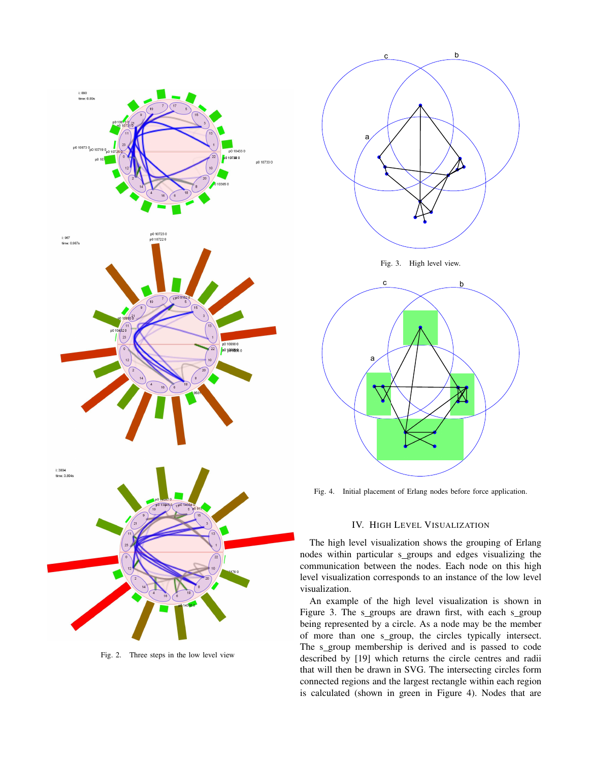Fig. 2. Three steps in the low level view

Fig. 3. High level view.

Fig. 4. Initial placement of Erlang nodes before force application.

## IV. High Level Visualization

The high level visualization shows the grouping of Erlang nodes within particular s_groups and edges visualizing the communication between the nodes. Each node on this high level visualization corresponds to an instance of the low level visualization.

An example of the high level visualization is shown in Figure 3. The s_groups are drawn first, with each s_group being represented by a circle. As a node may be the member of more than one s_group, the circles typically intersect. The s_group membership is derived and is passed to code described by [19] which returns the circle centres and radii that will then be drawn in SVG. The intersecting circles form connected regions and the largest rectangle within each region is calculated (shown in green in Figure 4). Nodes that are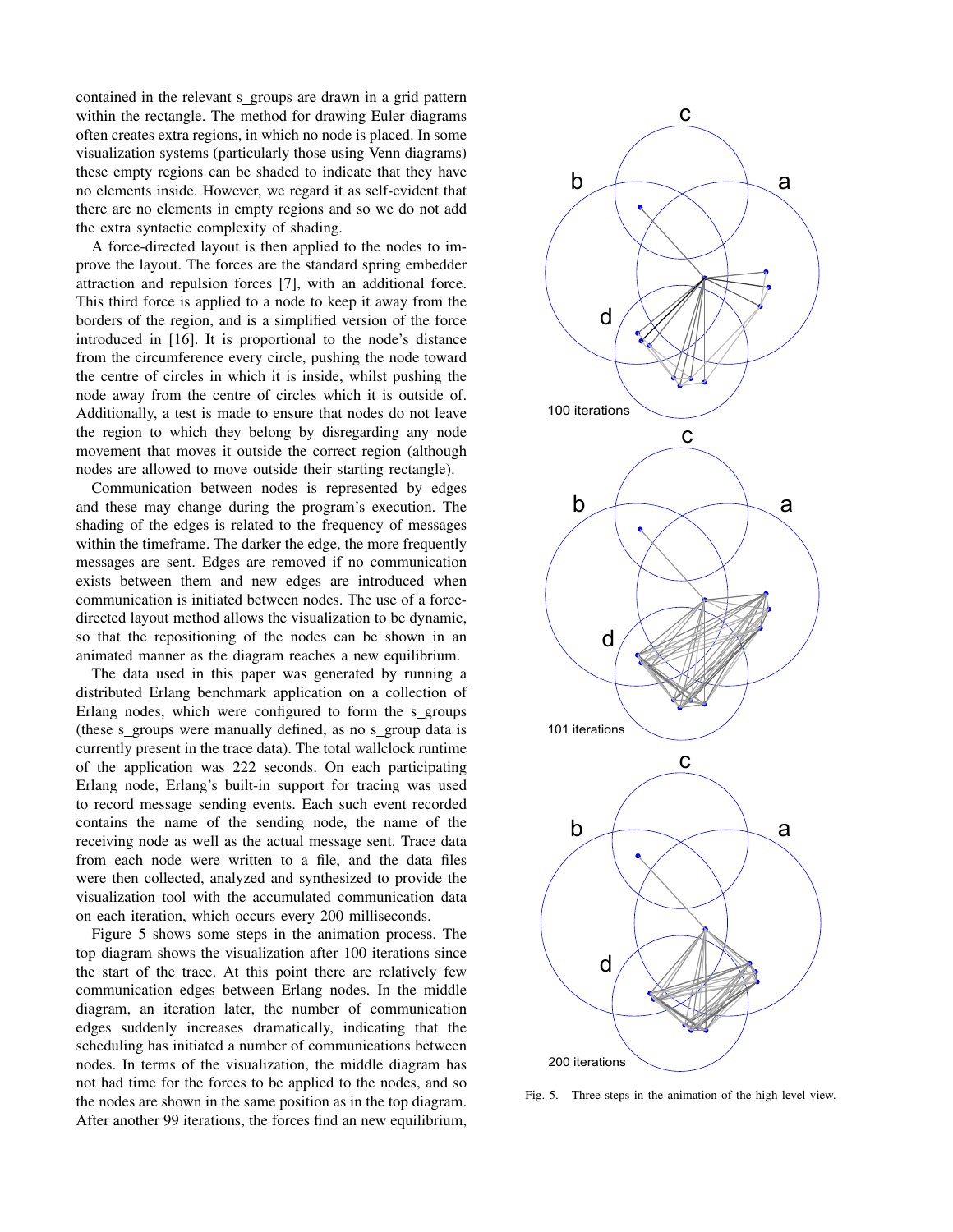contained in the relevant s_groups are drawn in a grid pattern within the rectangle. The method for drawing Euler diagrams often creates extra regions, in which no node is placed. In some visualization systems (particularly those using Venn diagrams) these empty regions can be shaded to indicate that they have no elements inside. However, we regard it as self-evident that there are no elements in empty regions and so we do not add the extra syntactic complexity of shading.

A force-directed layout is then applied to the nodes to improve the layout. The forces are the standard spring embedder attraction and repulsion forces [7], with an additional force. This third force is applied to a node to keep it away from the borders of the region, and is a simplified version of the force introduced in [16]. It is proportional to the node's distance from the circumference every circle, pushing the node toward the centre of circles in which it is inside, whilst pushing the node away from the centre of circles which it is outside of. Additionally, a test is made to ensure that nodes do not leave the region to which they belong by disregarding any node movement that moves it outside the correct region (although nodes are allowed to move outside their starting rectangle).

Communication between nodes is represented by edges and these may change during the program's execution. The shading of the edges is related to the frequency of messages within the timeframe. The darker the edge, the more frequently messages are sent. Edges are removed if no communication exists between them and new edges are introduced when communication is initiated between nodes. The use of a force-directed layout method allows the visualization to be dynamic, so that the repositioning of the nodes can be shown in an animated manner as the diagram reaches a new equilibrium.

The data used in this paper was generated by running a distributed Erlang benchmark application on a collection of Erlang nodes, which were configured to form the s_groups (these s_groups were manually defined, as no s_group data is currently present in the trace data). The total wallclock runtime of the application was 222 seconds. On each participating Erlang node, Erlang's built-in support for tracing was used to record message sending events. Each such event recorded contains the name of the sending node, the name of the receiving node as well as the actual message sent. Trace data from each node were written to a file, and the data files were then collected, analyzed and synthesized to provide the visualization tool with the accumulated communication data on each iteration, which occurs every 200 milliseconds.

Figure 5 shows some steps in the animation process. The top diagram shows the visualization after 100 iterations since the start of the trace. At this point there are relatively few communication edges between Erlang nodes. In the middle diagram, an iteration later, the number of communication edges suddenly increases dramatically, indicating that the scheduling has initiated a number of communications between nodes. In terms of the visualization, the middle diagram has not had time for the forces to be applied to the nodes, and so the nodes are shown in the same position as in the top diagram. After another 99 iterations, the forces find an new equilibrium,

Fig. 5. Three steps in the animation of the high level view.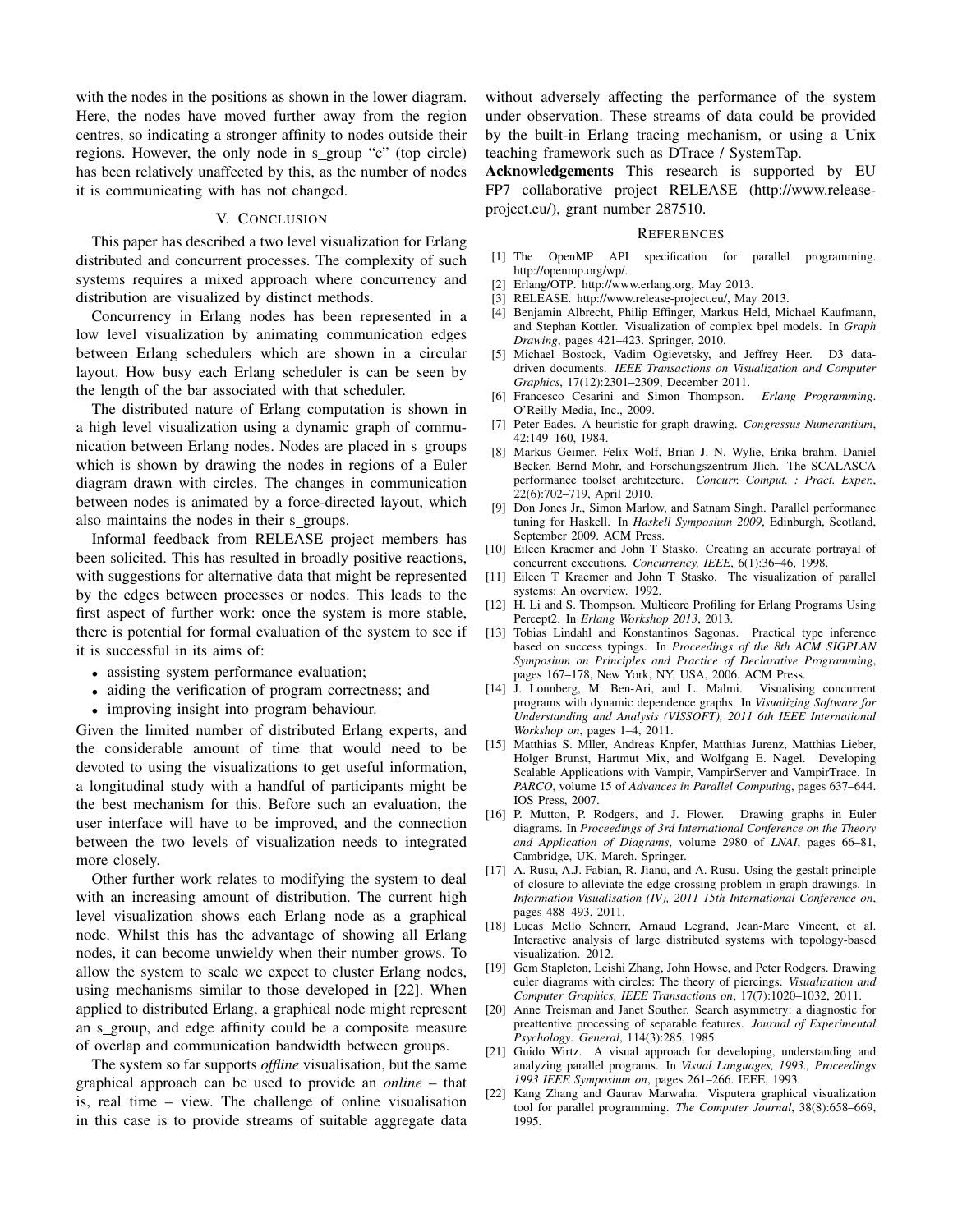with the nodes in the positions as shown in the lower diagram. Here, the nodes have moved further away from the region centres, so indicating a stronger affinity to nodes outside their regions. However, the only node in s_group "c" (top circle) has been relatively unaffected by this, as the number of nodes it is communicating with has not changed.

## V. Conclusion

This paper has described a two level visualization for Erlang distributed and concurrent processes. The complexity of such systems requires a mixed approach where concurrency and distribution are visualized by distinct methods.

Concurrency in Erlang nodes has been represented in a low level visualization by animating communication edges between Erlang schedulers which are shown in a circular layout. How busy each Erlang scheduler is can be seen by the length of the bar associated with that scheduler.

The distributed nature of Erlang computation is shown in a high level visualization using a dynamic graph of communication between Erlang nodes. Nodes are placed in s_groups which is shown by drawing the nodes in regions of a Euler diagram drawn with circles. The changes in communication between nodes is animated by a force-directed layout, which also maintains the nodes in their s_groups.

Informal feedback from RELEASE project members has been solicited. This has resulted in broadly positive reactions, with suggestions for alternative data that might be represented by the edges between processes or nodes. This leads to the first aspect of further work: once the system is more stable, there is potential for formal evaluation of the system to see if it is successful in its aims of:

- assisting system performance evaluation;
- aiding the verification of program correctness; and
- improving insight into program behaviour.

Given the limited number of distributed Erlang experts, and the considerable amount of time that would need to be devoted to using the visualizations to get useful information, a longitudinal study with a handful of participants might be the best mechanism for this. Before such an evaluation, the user interface will have to be improved, and the connection between the two levels of visualization needs to integrated more closely.

Other further work relates to modifying the system to deal with an increasing amount of distribution. The current high level visualization shows each Erlang node as a graphical node. Whilst this has the advantage of showing all Erlang nodes, it can become unwieldy when their number grows. To allow the system to scale we expect to cluster Erlang nodes, using mechanisms similar to those developed in [22]. When applied to distributed Erlang, a graphical node might represent an s_group, and edge affinity could be a composite measure of overlap and communication bandwidth between groups.

The system so far supports *offline* visualisation, but the same graphical approach can be used to provide an *online* – that is, real time – view. The challenge of online visualisation in this case is to provide streams of suitable aggregate data without adversely affecting the performance of the system under observation. These streams of data could be provided by the built-in Erlang tracing mechanism, or using a Unix teaching framework such as DTrace / SystemTap.

**Acknowledgements** This research is supported by EU FP7 collaborative project RELEASE (http://www.release-project.eu/), grant number 287510.

## References

[1] The OpenMP API specification for parallel programming. http://openmp.org/wp/.

[2] Erlang/OTP. http://www.erlang.org, May 2013.

[3] RELEASE. http://www.release-project.eu/, May 2013.

[4] Benjamin Albrecht, Philip Effinger, Markus Held, Michael Kaufmann, and Stephan Kottler. Visualization of complex bpel models. In *Graph Drawing*, pages 421–423. Springer, 2010.

[5] Michael Bostock, Vadim Ogievetsky, and Jeffrey Heer. D3 data-driven documents. *IEEE Transactions on Visualization and Computer Graphics*, 17(12):2301–2309, December 2011.

[6] Francesco Cesarini and Simon Thompson. *Erlang Programming*. O'Reilly Media, Inc., 2009.

[7] Peter Eades. A heuristic for graph drawing. *Congressus Numerantium*, 42:149–160, 1984.

[8] Markus Geimer, Felix Wolf, Brian J. N. Wylie, Erika brahm, Daniel Becker, Bernd Mohr, and Forschungszentrum Jlich. The SCALASCA performance toolset architecture. *Concurr. Comput. : Pract. Exper.*, 22(6):702–719, April 2010.

[9] Don Jones Jr., Simon Marlow, and Satnam Singh. Parallel performance tuning for Haskell. In *Haskell Symposium 2009*, Edinburgh, Scotland, September 2009. ACM Press.

[10] Eileen Kraemer and John T Stasko. Creating an accurate portrayal of concurrent executions. *Concurrency, IEEE*, 6(1):36–46, 1998.

[11] Eileen T Kraemer and John T Stasko. The visualization of parallel systems: An overview. 1992.

[12] H. Li and S. Thompson. Multicore Profiling for Erlang Programs Using Percept2. In *Erlang Workshop 2013*, 2013.

[13] Tobias Lindahl and Konstantinos Sagonas. Practical type inference based on success typings. In *Proceedings of the 8th ACM SIGPLAN Symposium on Principles and Practice of Declarative Programming*, pages 167–178, New York, NY, USA, 2006. ACM Press.

[14] J. Lonnberg, M. Ben-Ari, and L. Malmi. Visualising concurrent programs with dynamic dependence graphs. In *Visualizing Software for Understanding and Analysis (VISSOFT), 2011 6th IEEE International Workshop on*, pages 1–4, 2011.

[15] Matthias S. Mller, Andreas Knpfer, Matthias Jurenz, Matthias Lieber, Holger Brunst, Hartmut Mix, and Wolfgang E. Nagel. Developing Scalable Applications with Vampir, VampirServer and VampirTrace. In *PARCO*, volume 15 of *Advances in Parallel Computing*, pages 637–644. IOS Press, 2007.

[16] P. Mutton, P. Rodgers, and J. Flower. Drawing graphs in Euler diagrams. In *Proceedings of 3rd International Conference on the Theory and Application of Diagrams*, volume 2980 of *LNAI*, pages 66–81, Cambridge, UK, March. Springer.

[17] A. Rusu, A.J. Fabian, R. Jianu, and A. Rusu. Using the gestalt principle of closure to alleviate the edge crossing problem in graph drawings. In *Information Visualisation (IV), 2011 15th International Conference on*, pages 488–493, 2011.

[18] Lucas Mello Schnorr, Arnaud Legrand, Jean-Marc Vincent, et al. Interactive analysis of large distributed systems with topology-based visualization. 2012.

[19] Gem Stapleton, Leishi Zhang, John Howse, and Peter Rodgers. Drawing euler diagrams with circles: The theory of piercings. *Visualization and Computer Graphics, IEEE Transactions on*, 17(7):1020–1032, 2011.

[20] Anne Treisman and Janet Souther. Search asymmetry: a diagnostic for preattentive processing of separable features. *Journal of Experimental Psychology: General*, 114(3):285, 1985.

[21] Guido Wirtz. A visual approach for developing, understanding and analyzing parallel programs. In *Visual Languages, 1993., Proceedings 1993 IEEE Symposium on*, pages 261–266. IEEE, 1993.

[22] Kang Zhang and Gaurav Marwaha. Visputera graphical visualization tool for parallel programming. *The Computer Journal*, 38(8):658–669, 1995.